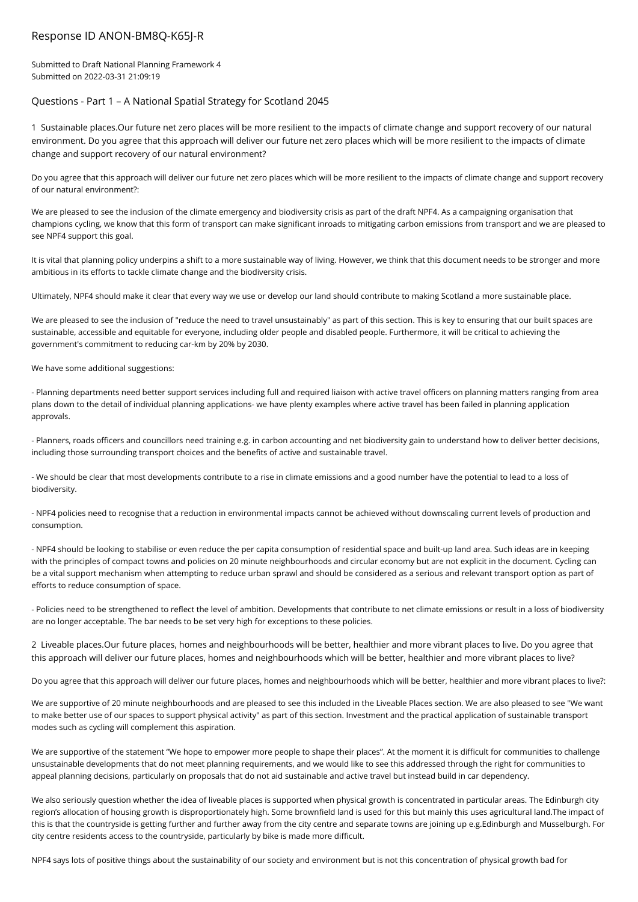# Response ID ANON-BM8Q-K65J-R

Submitted to Draft National Planning Framework 4
Submitted on 2022-03-31 21:09:19

## Questions - Part 1 – A National Spatial Strategy for Scotland 2045

### 1 Sustainable places.Our future net zero places will be more resilient to the impacts of climate change and support recovery of our natural environment. Do you agree that this approach will deliver our future net zero places which will be more resilient to the impacts of climate change and support recovery of our natural environment?

Do you agree that this approach will deliver our future net zero places which will be more resilient to the impacts of climate change and support recovery of our natural environment?:

We are pleased to see the inclusion of the climate emergency and biodiversity crisis as part of the draft NPF4. As a campaigning organisation that champions cycling, we know that this form of transport can make significant inroads to mitigating carbon emissions from transport and we are pleased to see NPF4 support this goal.

It is vital that planning policy underpins a shift to a more sustainable way of living. However, we think that this document needs to be stronger and more ambitious in its efforts to tackle climate change and the biodiversity crisis.

Ultimately, NPF4 should make it clear that every way we use or develop our land should contribute to making Scotland a more sustainable place.

We are pleased to see the inclusion of "reduce the need to travel unsustainably" as part of this section. This is key to ensuring that our built spaces are sustainable, accessible and equitable for everyone, including older people and disabled people. Furthermore, it will be critical to achieving the government's commitment to reducing car-km by 20% by 2030.

We have some additional suggestions:

- Planning departments need better support services including full and required liaison with active travel officers on planning matters ranging from area plans down to the detail of individual planning applications- we have plenty examples where active travel has been failed in planning application approvals.

- Planners, roads officers and councillors need training e.g. in carbon accounting and net biodiversity gain to understand how to deliver better decisions, including those surrounding transport choices and the benefits of active and sustainable travel.

- We should be clear that most developments contribute to a rise in climate emissions and a good number have the potential to lead to a loss of biodiversity.

- NPF4 policies need to recognise that a reduction in environmental impacts cannot be achieved without downscaling current levels of production and consumption.

- NPF4 should be looking to stabilise or even reduce the per capita consumption of residential space and built-up land area. Such ideas are in keeping with the principles of compact towns and policies on 20 minute neighbourhoods and circular economy but are not explicit in the document. Cycling can be a vital support mechanism when attempting to reduce urban sprawl and should be considered as a serious and relevant transport option as part of efforts to reduce consumption of space.

- Policies need to be strengthened to reflect the level of ambition. Developments that contribute to net climate emissions or result in a loss of biodiversity are no longer acceptable. The bar needs to be set very high for exceptions to these policies.

### 2 Liveable places.Our future places, homes and neighbourhoods will be better, healthier and more vibrant places to live. Do you agree that this approach will deliver our future places, homes and neighbourhoods which will be better, healthier and more vibrant places to live?

Do you agree that this approach will deliver our future places, homes and neighbourhoods which will be better, healthier and more vibrant places to live?:

We are supportive of 20 minute neighbourhoods and are pleased to see this included in the Liveable Places section. We are also pleased to see "We want to make better use of our spaces to support physical activity" as part of this section. Investment and the practical application of sustainable transport modes such as cycling will complement this aspiration.

We are supportive of the statement "We hope to empower more people to shape their places". At the moment it is difficult for communities to challenge unsustainable developments that do not meet planning requirements, and we would like to see this addressed through the right for communities to appeal planning decisions, particularly on proposals that do not aid sustainable and active travel but instead build in car dependency.

We also seriously question whether the idea of liveable places is supported when physical growth is concentrated in particular areas. The Edinburgh city region's allocation of housing growth is disproportionately high. Some brownfield land is used for this but mainly this uses agricultural land.The impact of this is that the countryside is getting further and further away from the city centre and separate towns are joining up e.g.Edinburgh and Musselburgh. For city centre residents access to the countryside, particularly by bike is made more difficult.

NPF4 says lots of positive things about the sustainability of our society and environment but is not this concentration of physical growth bad for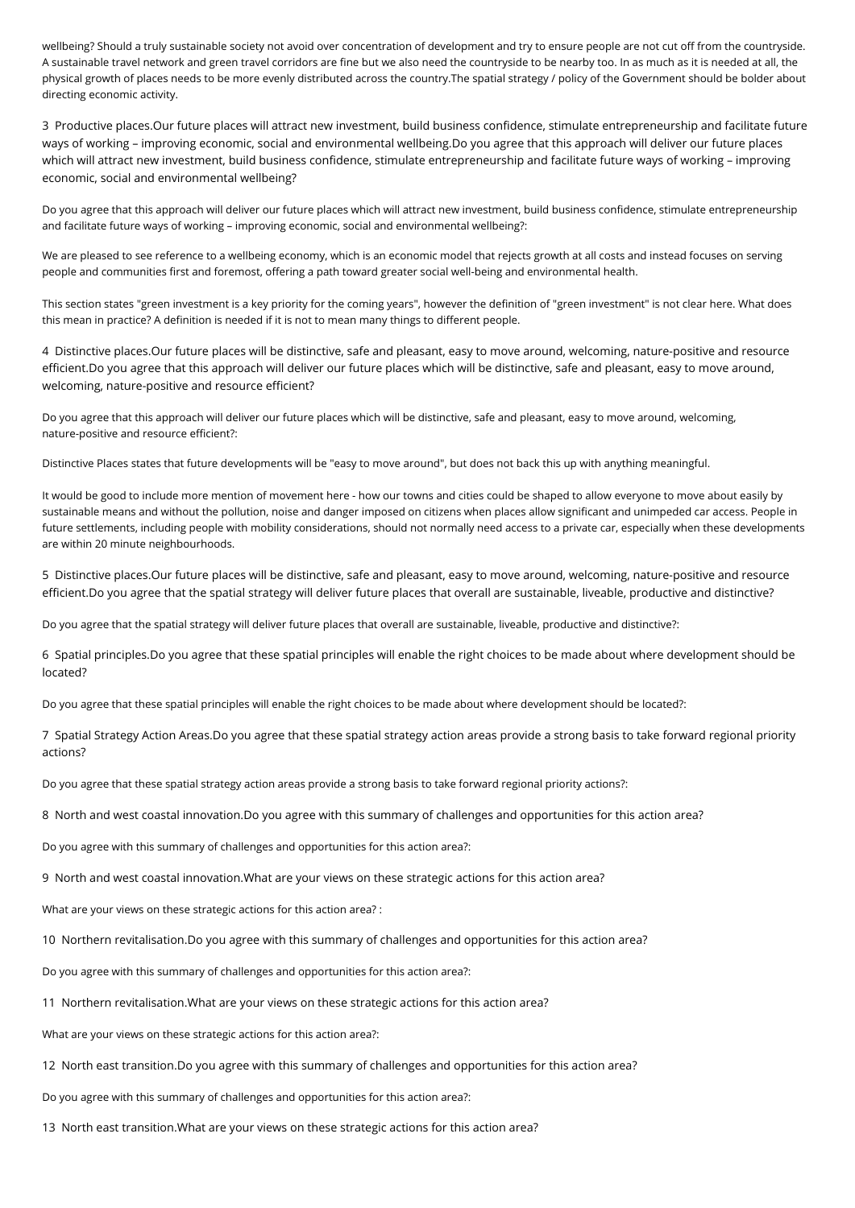wellbeing? Should a truly sustainable society not avoid over concentration of development and try to ensure people are not cut off from the countryside. A sustainable travel network and green travel corridors are fine but we also need the countryside to be nearby too. In as much as it is needed at all, the physical growth of places needs to be more evenly distributed across the country.The spatial strategy / policy of the Government should be bolder about directing economic activity.

3 Productive places.Our future places will attract new investment, build business confidence, stimulate entrepreneurship and facilitate future ways of working – improving economic, social and environmental wellbeing.Do you agree that this approach will deliver our future places which will attract new investment, build business confidence, stimulate entrepreneurship and facilitate future ways of working – improving economic, social and environmental wellbeing?

Do you agree that this approach will deliver our future places which will attract new investment, build business confidence, stimulate entrepreneurship and facilitate future ways of working – improving economic, social and environmental wellbeing?:

We are pleased to see reference to a wellbeing economy, which is an economic model that rejects growth at all costs and instead focuses on serving people and communities first and foremost, offering a path toward greater social well-being and environmental health.

This section states "green investment is a key priority for the coming years", however the definition of "green investment" is not clear here. What does this mean in practice? A definition is needed if it is not to mean many things to different people.

4 Distinctive places.Our future places will be distinctive, safe and pleasant, easy to move around, welcoming, nature-positive and resource efficient.Do you agree that this approach will deliver our future places which will be distinctive, safe and pleasant, easy to move around, welcoming, nature-positive and resource efficient?

Do you agree that this approach will deliver our future places which will be distinctive, safe and pleasant, easy to move around, welcoming, nature-positive and resource efficient?:

Distinctive Places states that future developments will be "easy to move around", but does not back this up with anything meaningful.

It would be good to include more mention of movement here - how our towns and cities could be shaped to allow everyone to move about easily by sustainable means and without the pollution, noise and danger imposed on citizens when places allow significant and unimpeded car access. People in future settlements, including people with mobility considerations, should not normally need access to a private car, especially when these developments are within 20 minute neighbourhoods.

5 Distinctive places.Our future places will be distinctive, safe and pleasant, easy to move around, welcoming, nature-positive and resource efficient.Do you agree that the spatial strategy will deliver future places that overall are sustainable, liveable, productive and distinctive?

Do you agree that the spatial strategy will deliver future places that overall are sustainable, liveable, productive and distinctive?:

6 Spatial principles.Do you agree that these spatial principles will enable the right choices to be made about where development should be located?

Do you agree that these spatial principles will enable the right choices to be made about where development should be located?:

7 Spatial Strategy Action Areas.Do you agree that these spatial strategy action areas provide a strong basis to take forward regional priority actions?

Do you agree that these spatial strategy action areas provide a strong basis to take forward regional priority actions?:

8 North and west coastal innovation.Do you agree with this summary of challenges and opportunities for this action area?

Do you agree with this summary of challenges and opportunities for this action area?:

9 North and west coastal innovation.What are your views on these strategic actions for this action area?

What are your views on these strategic actions for this action area? :

10 Northern revitalisation.Do you agree with this summary of challenges and opportunities for this action area?

Do you agree with this summary of challenges and opportunities for this action area?:

11 Northern revitalisation.What are your views on these strategic actions for this action area?

What are your views on these strategic actions for this action area?:

12 North east transition.Do you agree with this summary of challenges and opportunities for this action area?

Do you agree with this summary of challenges and opportunities for this action area?:

13 North east transition.What are your views on these strategic actions for this action area?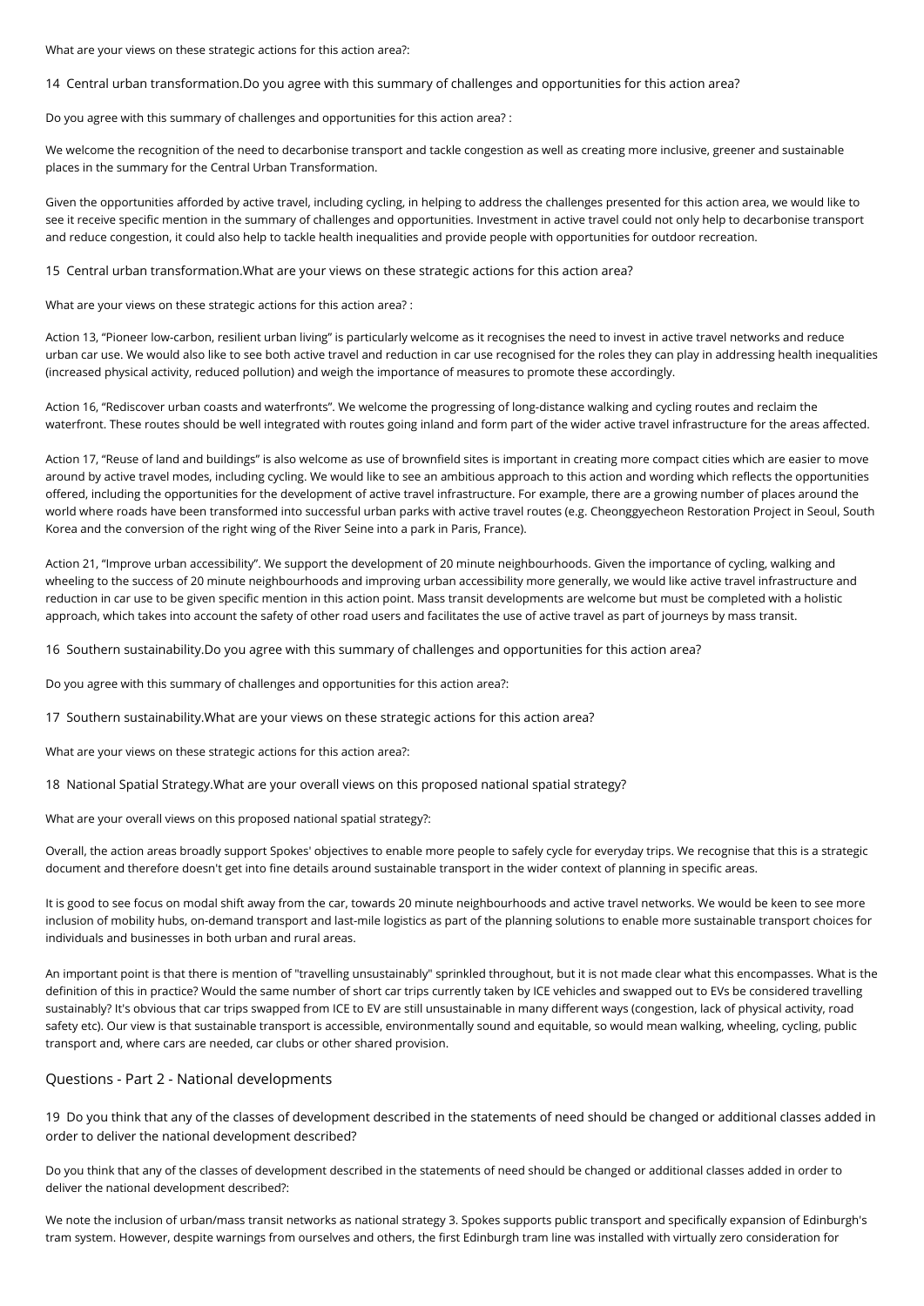What are your views on these strategic actions for this action area?:

14 Central urban transformation.Do you agree with this summary of challenges and opportunities for this action area?

Do you agree with this summary of challenges and opportunities for this action area? :

We welcome the recognition of the need to decarbonise transport and tackle congestion as well as creating more inclusive, greener and sustainable places in the summary for the Central Urban Transformation.

Given the opportunities afforded by active travel, including cycling, in helping to address the challenges presented for this action area, we would like to see it receive specific mention in the summary of challenges and opportunities. Investment in active travel could not only help to decarbonise transport and reduce congestion, it could also help to tackle health inequalities and provide people with opportunities for outdoor recreation.

15 Central urban transformation.What are your views on these strategic actions for this action area?

What are your views on these strategic actions for this action area? :

Action 13, "Pioneer low-carbon, resilient urban living" is particularly welcome as it recognises the need to invest in active travel networks and reduce urban car use. We would also like to see both active travel and reduction in car use recognised for the roles they can play in addressing health inequalities (increased physical activity, reduced pollution) and weigh the importance of measures to promote these accordingly.

Action 16, "Rediscover urban coasts and waterfronts". We welcome the progressing of long-distance walking and cycling routes and reclaim the waterfront. These routes should be well integrated with routes going inland and form part of the wider active travel infrastructure for the areas affected.

Action 17, "Reuse of land and buildings" is also welcome as use of brownfield sites is important in creating more compact cities which are easier to move around by active travel modes, including cycling. We would like to see an ambitious approach to this action and wording which reflects the opportunities offered, including the opportunities for the development of active travel infrastructure. For example, there are a growing number of places around the world where roads have been transformed into successful urban parks with active travel routes (e.g. Cheonggyecheon Restoration Project in Seoul, South Korea and the conversion of the right wing of the River Seine into a park in Paris, France).

Action 21, "Improve urban accessibility". We support the development of 20 minute neighbourhoods. Given the importance of cycling, walking and wheeling to the success of 20 minute neighbourhoods and improving urban accessibility more generally, we would like active travel infrastructure and reduction in car use to be given specific mention in this action point. Mass transit developments are welcome but must be completed with a holistic approach, which takes into account the safety of other road users and facilitates the use of active travel as part of journeys by mass transit.

16 Southern sustainability.Do you agree with this summary of challenges and opportunities for this action area?

Do you agree with this summary of challenges and opportunities for this action area?:

17 Southern sustainability.What are your views on these strategic actions for this action area?

What are your views on these strategic actions for this action area?:

18 National Spatial Strategy.What are your overall views on this proposed national spatial strategy?

What are your overall views on this proposed national spatial strategy?:

Overall, the action areas broadly support Spokes' objectives to enable more people to safely cycle for everyday trips. We recognise that this is a strategic document and therefore doesn't get into fine details around sustainable transport in the wider context of planning in specific areas.

It is good to see focus on modal shift away from the car, towards 20 minute neighbourhoods and active travel networks. We would be keen to see more inclusion of mobility hubs, on-demand transport and last-mile logistics as part of the planning solutions to enable more sustainable transport choices for individuals and businesses in both urban and rural areas.

An important point is that there is mention of "travelling unsustainably" sprinkled throughout, but it is not made clear what this encompasses. What is the definition of this in practice? Would the same number of short car trips currently taken by ICE vehicles and swapped out to EVs be considered travelling sustainably? It's obvious that car trips swapped from ICE to EV are still unsustainable in many different ways (congestion, lack of physical activity, road safety etc). Our view is that sustainable transport is accessible, environmentally sound and equitable, so would mean walking, wheeling, cycling, public transport and, where cars are needed, car clubs or other shared provision.

## Questions - Part 2 - National developments

19 Do you think that any of the classes of development described in the statements of need should be changed or additional classes added in order to deliver the national development described?

Do you think that any of the classes of development described in the statements of need should be changed or additional classes added in order to deliver the national development described?:

We note the inclusion of urban/mass transit networks as national strategy 3. Spokes supports public transport and specifically expansion of Edinburgh's tram system. However, despite warnings from ourselves and others, the first Edinburgh tram line was installed with virtually zero consideration for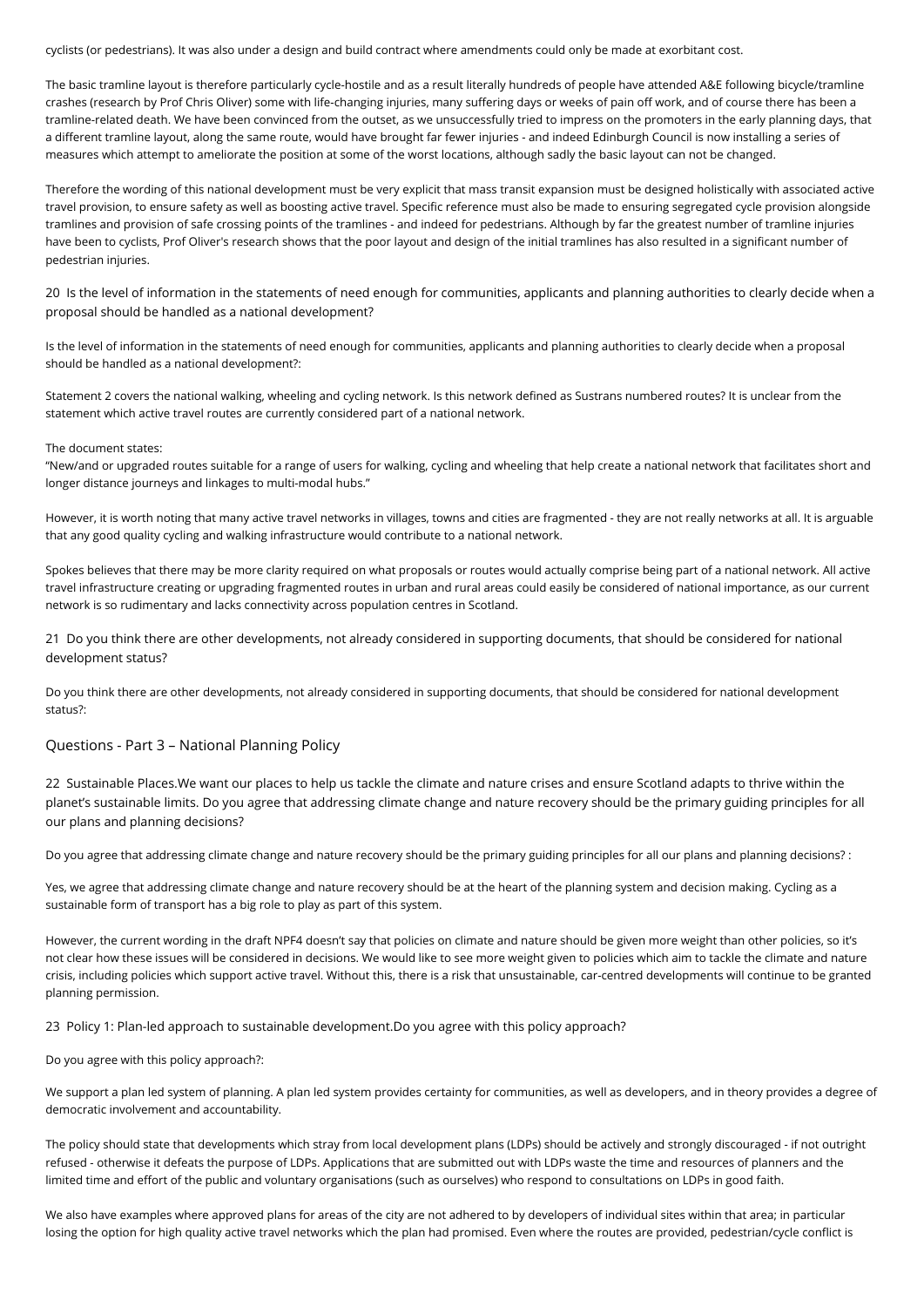cyclists (or pedestrians). It was also under a design and build contract where amendments could only be made at exorbitant cost.

The basic tramline layout is therefore particularly cycle-hostile and as a result literally hundreds of people have attended A&E following bicycle/tramline crashes (research by Prof Chris Oliver) some with life-changing injuries, many suffering days or weeks of pain off work, and of course there has been a tramline-related death. We have been convinced from the outset, as we unsuccessfully tried to impress on the promoters in the early planning days, that a different tramline layout, along the same route, would have brought far fewer injuries - and indeed Edinburgh Council is now installing a series of measures which attempt to ameliorate the position at some of the worst locations, although sadly the basic layout can not be changed.

Therefore the wording of this national development must be very explicit that mass transit expansion must be designed holistically with associated active travel provision, to ensure safety as well as boosting active travel. Specific reference must also be made to ensuring segregated cycle provision alongside tramlines and provision of safe crossing points of the tramlines - and indeed for pedestrians. Although by far the greatest number of tramline injuries have been to cyclists, Prof Oliver's research shows that the poor layout and design of the initial tramlines has also resulted in a significant number of pedestrian injuries.

### 20 Is the level of information in the statements of need enough for communities, applicants and planning authorities to clearly decide when a proposal should be handled as a national development?

Is the level of information in the statements of need enough for communities, applicants and planning authorities to clearly decide when a proposal should be handled as a national development?:

Statement 2 covers the national walking, wheeling and cycling network. Is this network defined as Sustrans numbered routes? It is unclear from the statement which active travel routes are currently considered part of a national network.

The document states:
"New/and or upgraded routes suitable for a range of users for walking, cycling and wheeling that help create a national network that facilitates short and longer distance journeys and linkages to multi-modal hubs."

However, it is worth noting that many active travel networks in villages, towns and cities are fragmented - they are not really networks at all. It is arguable that any good quality cycling and walking infrastructure would contribute to a national network.

Spokes believes that there may be more clarity required on what proposals or routes would actually comprise being part of a national network. All active travel infrastructure creating or upgrading fragmented routes in urban and rural areas could easily be considered of national importance, as our current network is so rudimentary and lacks connectivity across population centres in Scotland.

### 21 Do you think there are other developments, not already considered in supporting documents, that should be considered for national development status?

Do you think there are other developments, not already considered in supporting documents, that should be considered for national development status?:

## Questions - Part 3 – National Planning Policy

### 22 Sustainable Places.We want our places to help us tackle the climate and nature crises and ensure Scotland adapts to thrive within the planet's sustainable limits. Do you agree that addressing climate change and nature recovery should be the primary guiding principles for all our plans and planning decisions?

Do you agree that addressing climate change and nature recovery should be the primary guiding principles for all our plans and planning decisions? :

Yes, we agree that addressing climate change and nature recovery should be at the heart of the planning system and decision making. Cycling as a sustainable form of transport has a big role to play as part of this system.

However, the current wording in the draft NPF4 doesn't say that policies on climate and nature should be given more weight than other policies, so it's not clear how these issues will be considered in decisions. We would like to see more weight given to policies which aim to tackle the climate and nature crisis, including policies which support active travel. Without this, there is a risk that unsustainable, car-centred developments will continue to be granted planning permission.

### 23 Policy 1: Plan-led approach to sustainable development.Do you agree with this policy approach?

Do you agree with this policy approach?:

We support a plan led system of planning. A plan led system provides certainty for communities, as well as developers, and in theory provides a degree of democratic involvement and accountability.

The policy should state that developments which stray from local development plans (LDPs) should be actively and strongly discouraged - if not outright refused - otherwise it defeats the purpose of LDPs. Applications that are submitted out with LDPs waste the time and resources of planners and the limited time and effort of the public and voluntary organisations (such as ourselves) who respond to consultations on LDPs in good faith.

We also have examples where approved plans for areas of the city are not adhered to by developers of individual sites within that area; in particular losing the option for high quality active travel networks which the plan had promised. Even where the routes are provided, pedestrian/cycle conflict is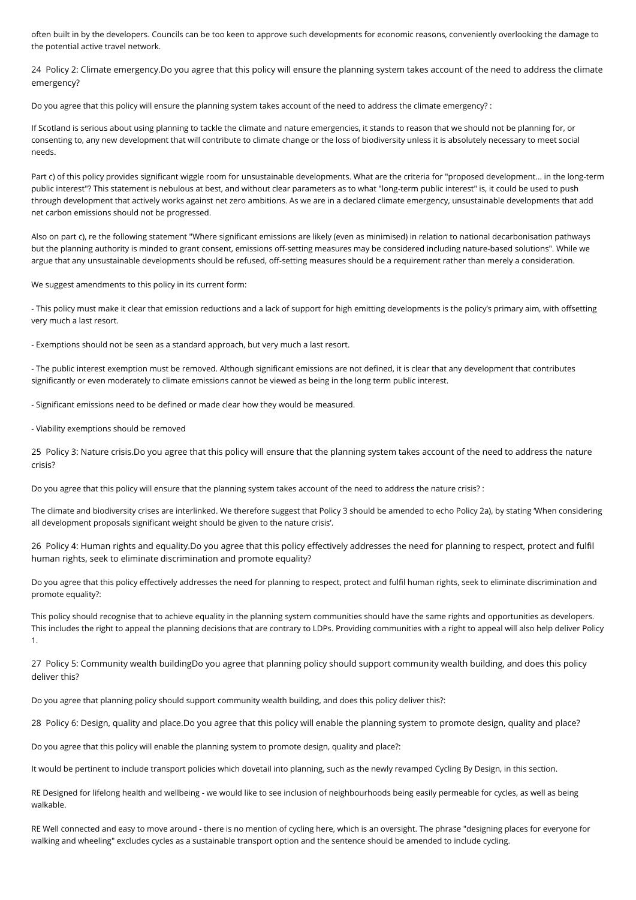often built in by the developers. Councils can be too keen to approve such developments for economic reasons, conveniently overlooking the damage to the potential active travel network.

## 24 Policy 2: Climate emergency.Do you agree that this policy will ensure the planning system takes account of the need to address the climate emergency?

Do you agree that this policy will ensure the planning system takes account of the need to address the climate emergency? :

If Scotland is serious about using planning to tackle the climate and nature emergencies, it stands to reason that we should not be planning for, or consenting to, any new development that will contribute to climate change or the loss of biodiversity unless it is absolutely necessary to meet social needs.

Part c) of this policy provides significant wiggle room for unsustainable developments. What are the criteria for "proposed development... in the long-term public interest"? This statement is nebulous at best, and without clear parameters as to what "long-term public interest" is, it could be used to push through development that actively works against net zero ambitions. As we are in a declared climate emergency, unsustainable developments that add net carbon emissions should not be progressed.

Also on part c), re the following statement "Where significant emissions are likely (even as minimised) in relation to national decarbonisation pathways but the planning authority is minded to grant consent, emissions off-setting measures may be considered including nature-based solutions". While we argue that any unsustainable developments should be refused, off-setting measures should be a requirement rather than merely a consideration.

We suggest amendments to this policy in its current form:

- This policy must make it clear that emission reductions and a lack of support for high emitting developments is the policy's primary aim, with offsetting very much a last resort.

- Exemptions should not be seen as a standard approach, but very much a last resort.

- The public interest exemption must be removed. Although significant emissions are not defined, it is clear that any development that contributes significantly or even moderately to climate emissions cannot be viewed as being in the long term public interest.

- Significant emissions need to be defined or made clear how they would be measured.

- Viability exemptions should be removed

## 25 Policy 3: Nature crisis.Do you agree that this policy will ensure that the planning system takes account of the need to address the nature crisis?

Do you agree that this policy will ensure that the planning system takes account of the need to address the nature crisis? :

The climate and biodiversity crises are interlinked. We therefore suggest that Policy 3 should be amended to echo Policy 2a), by stating 'When considering all development proposals significant weight should be given to the nature crisis'.

## 26 Policy 4: Human rights and equality.Do you agree that this policy effectively addresses the need for planning to respect, protect and fulfil human rights, seek to eliminate discrimination and promote equality?

Do you agree that this policy effectively addresses the need for planning to respect, protect and fulfil human rights, seek to eliminate discrimination and promote equality?:

This policy should recognise that to achieve equality in the planning system communities should have the same rights and opportunities as developers. This includes the right to appeal the planning decisions that are contrary to LDPs. Providing communities with a right to appeal will also help deliver Policy 1.

## 27 Policy 5: Community wealth buildingDo you agree that planning policy should support community wealth building, and does this policy deliver this?

Do you agree that planning policy should support community wealth building, and does this policy deliver this?:

## 28 Policy 6: Design, quality and place.Do you agree that this policy will enable the planning system to promote design, quality and place?

Do you agree that this policy will enable the planning system to promote design, quality and place?:

It would be pertinent to include transport policies which dovetail into planning, such as the newly revamped Cycling By Design, in this section.

RE Designed for lifelong health and wellbeing - we would like to see inclusion of neighbourhoods being easily permeable for cycles, as well as being walkable.

RE Well connected and easy to move around - there is no mention of cycling here, which is an oversight. The phrase "designing places for everyone for walking and wheeling" excludes cycles as a sustainable transport option and the sentence should be amended to include cycling.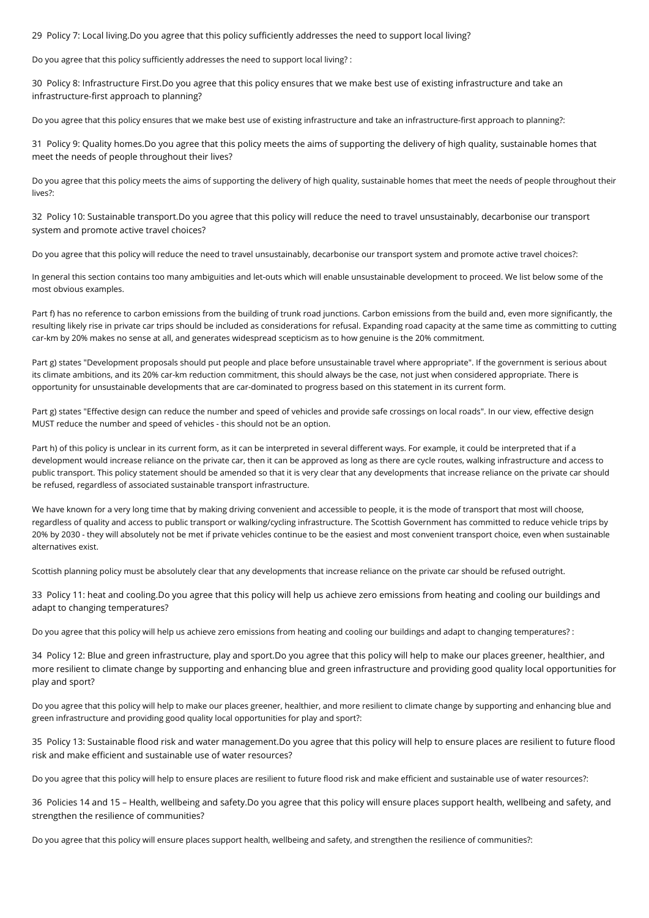29 Policy 7: Local living.Do you agree that this policy sufficiently addresses the need to support local living?

Do you agree that this policy sufficiently addresses the need to support local living? :

30 Policy 8: Infrastructure First.Do you agree that this policy ensures that we make best use of existing infrastructure and take an infrastructure-first approach to planning?

Do you agree that this policy ensures that we make best use of existing infrastructure and take an infrastructure-first approach to planning?:

31 Policy 9: Quality homes.Do you agree that this policy meets the aims of supporting the delivery of high quality, sustainable homes that meet the needs of people throughout their lives?

Do you agree that this policy meets the aims of supporting the delivery of high quality, sustainable homes that meet the needs of people throughout their lives?:

32 Policy 10: Sustainable transport.Do you agree that this policy will reduce the need to travel unsustainably, decarbonise our transport system and promote active travel choices?

Do you agree that this policy will reduce the need to travel unsustainably, decarbonise our transport system and promote active travel choices?:

In general this section contains too many ambiguities and let-outs which will enable unsustainable development to proceed. We list below some of the most obvious examples.

Part f) has no reference to carbon emissions from the building of trunk road junctions. Carbon emissions from the build and, even more significantly, the resulting likely rise in private car trips should be included as considerations for refusal. Expanding road capacity at the same time as committing to cutting car-km by 20% makes no sense at all, and generates widespread scepticism as to how genuine is the 20% commitment.

Part g) states "Development proposals should put people and place before unsustainable travel where appropriate". If the government is serious about its climate ambitions, and its 20% car-km reduction commitment, this should always be the case, not just when considered appropriate. There is opportunity for unsustainable developments that are car-dominated to progress based on this statement in its current form.

Part g) states "Effective design can reduce the number and speed of vehicles and provide safe crossings on local roads". In our view, effective design MUST reduce the number and speed of vehicles - this should not be an option.

Part h) of this policy is unclear in its current form, as it can be interpreted in several different ways. For example, it could be interpreted that if a development would increase reliance on the private car, then it can be approved as long as there are cycle routes, walking infrastructure and access to public transport. This policy statement should be amended so that it is very clear that any developments that increase reliance on the private car should be refused, regardless of associated sustainable transport infrastructure.

We have known for a very long time that by making driving convenient and accessible to people, it is the mode of transport that most will choose, regardless of quality and access to public transport or walking/cycling infrastructure. The Scottish Government has committed to reduce vehicle trips by 20% by 2030 - they will absolutely not be met if private vehicles continue to be the easiest and most convenient transport choice, even when sustainable alternatives exist.

Scottish planning policy must be absolutely clear that any developments that increase reliance on the private car should be refused outright.

33 Policy 11: heat and cooling.Do you agree that this policy will help us achieve zero emissions from heating and cooling our buildings and adapt to changing temperatures?

Do you agree that this policy will help us achieve zero emissions from heating and cooling our buildings and adapt to changing temperatures? :

34 Policy 12: Blue and green infrastructure, play and sport.Do you agree that this policy will help to make our places greener, healthier, and more resilient to climate change by supporting and enhancing blue and green infrastructure and providing good quality local opportunities for play and sport?

Do you agree that this policy will help to make our places greener, healthier, and more resilient to climate change by supporting and enhancing blue and green infrastructure and providing good quality local opportunities for play and sport?:

35 Policy 13: Sustainable flood risk and water management.Do you agree that this policy will help to ensure places are resilient to future flood risk and make efficient and sustainable use of water resources?

Do you agree that this policy will help to ensure places are resilient to future flood risk and make efficient and sustainable use of water resources?:

36 Policies 14 and 15 – Health, wellbeing and safety.Do you agree that this policy will ensure places support health, wellbeing and safety, and strengthen the resilience of communities?

Do you agree that this policy will ensure places support health, wellbeing and safety, and strengthen the resilience of communities?: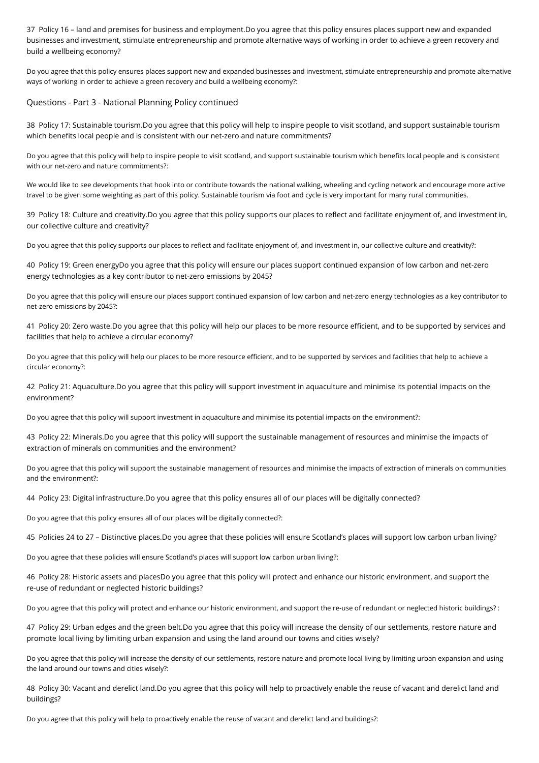37 Policy 16 – land and premises for business and employment.Do you agree that this policy ensures places support new and expanded businesses and investment, stimulate entrepreneurship and promote alternative ways of working in order to achieve a green recovery and build a wellbeing economy?

Do you agree that this policy ensures places support new and expanded businesses and investment, stimulate entrepreneurship and promote alternative ways of working in order to achieve a green recovery and build a wellbeing economy?:

## Questions - Part 3 - National Planning Policy continued

38 Policy 17: Sustainable tourism.Do you agree that this policy will help to inspire people to visit scotland, and support sustainable tourism which benefits local people and is consistent with our net-zero and nature commitments?

Do you agree that this policy will help to inspire people to visit scotland, and support sustainable tourism which benefits local people and is consistent with our net-zero and nature commitments?:

We would like to see developments that hook into or contribute towards the national walking, wheeling and cycling network and encourage more active travel to be given some weighting as part of this policy. Sustainable tourism via foot and cycle is very important for many rural communities.

39 Policy 18: Culture and creativity.Do you agree that this policy supports our places to reflect and facilitate enjoyment of, and investment in, our collective culture and creativity?

Do you agree that this policy supports our places to reflect and facilitate enjoyment of, and investment in, our collective culture and creativity?:

40 Policy 19: Green energyDo you agree that this policy will ensure our places support continued expansion of low carbon and net-zero energy technologies as a key contributor to net-zero emissions by 2045?

Do you agree that this policy will ensure our places support continued expansion of low carbon and net-zero energy technologies as a key contributor to net-zero emissions by 2045?:

41 Policy 20: Zero waste.Do you agree that this policy will help our places to be more resource efficient, and to be supported by services and facilities that help to achieve a circular economy?

Do you agree that this policy will help our places to be more resource efficient, and to be supported by services and facilities that help to achieve a circular economy?:

42 Policy 21: Aquaculture.Do you agree that this policy will support investment in aquaculture and minimise its potential impacts on the environment?

Do you agree that this policy will support investment in aquaculture and minimise its potential impacts on the environment?:

43 Policy 22: Minerals.Do you agree that this policy will support the sustainable management of resources and minimise the impacts of extraction of minerals on communities and the environment?

Do you agree that this policy will support the sustainable management of resources and minimise the impacts of extraction of minerals on communities and the environment?:

44 Policy 23: Digital infrastructure.Do you agree that this policy ensures all of our places will be digitally connected?

Do you agree that this policy ensures all of our places will be digitally connected?:

45 Policies 24 to 27 – Distinctive places.Do you agree that these policies will ensure Scotland's places will support low carbon urban living?

Do you agree that these policies will ensure Scotland's places will support low carbon urban living?:

46 Policy 28: Historic assets and placesDo you agree that this policy will protect and enhance our historic environment, and support the re-use of redundant or neglected historic buildings?

Do you agree that this policy will protect and enhance our historic environment, and support the re-use of redundant or neglected historic buildings? :

47 Policy 29: Urban edges and the green belt.Do you agree that this policy will increase the density of our settlements, restore nature and promote local living by limiting urban expansion and using the land around our towns and cities wisely?

Do you agree that this policy will increase the density of our settlements, restore nature and promote local living by limiting urban expansion and using the land around our towns and cities wisely?:

48 Policy 30: Vacant and derelict land.Do you agree that this policy will help to proactively enable the reuse of vacant and derelict land and buildings?

Do you agree that this policy will help to proactively enable the reuse of vacant and derelict land and buildings?: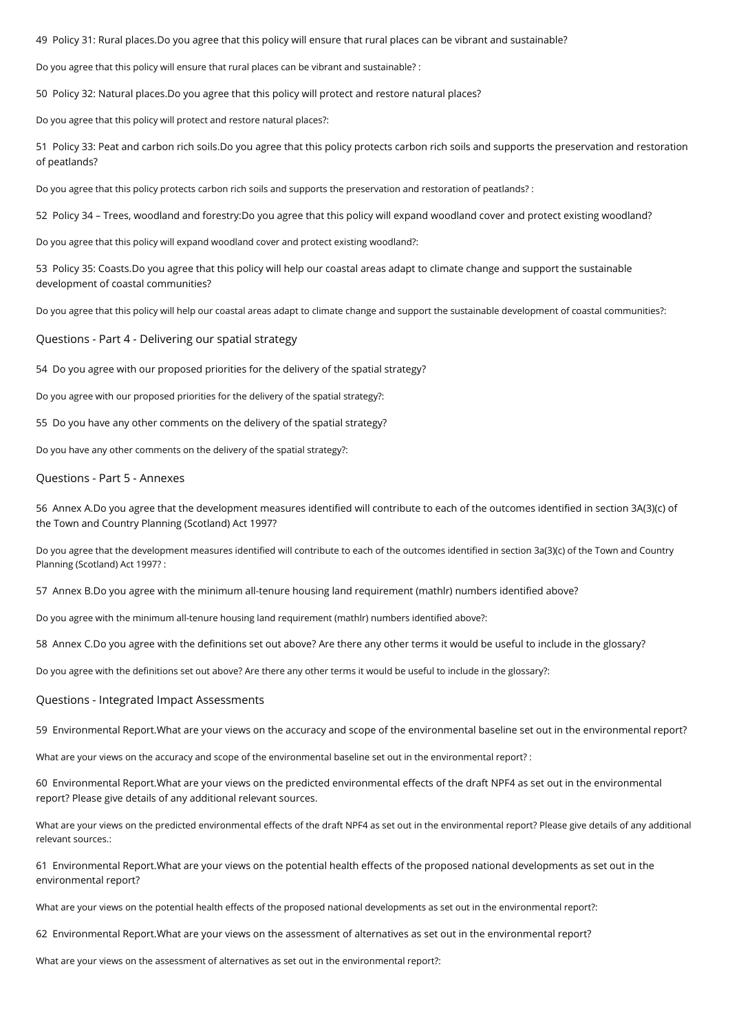49 Policy 31: Rural places.Do you agree that this policy will ensure that rural places can be vibrant and sustainable?

Do you agree that this policy will ensure that rural places can be vibrant and sustainable? :

50 Policy 32: Natural places.Do you agree that this policy will protect and restore natural places?

Do you agree that this policy will protect and restore natural places?:

51 Policy 33: Peat and carbon rich soils.Do you agree that this policy protects carbon rich soils and supports the preservation and restoration of peatlands?

Do you agree that this policy protects carbon rich soils and supports the preservation and restoration of peatlands? :

52 Policy 34 – Trees, woodland and forestry:Do you agree that this policy will expand woodland cover and protect existing woodland?

Do you agree that this policy will expand woodland cover and protect existing woodland?:

53 Policy 35: Coasts.Do you agree that this policy will help our coastal areas adapt to climate change and support the sustainable development of coastal communities?

Do you agree that this policy will help our coastal areas adapt to climate change and support the sustainable development of coastal communities?:

## Questions - Part 4 - Delivering our spatial strategy

54 Do you agree with our proposed priorities for the delivery of the spatial strategy?

Do you agree with our proposed priorities for the delivery of the spatial strategy?:

55 Do you have any other comments on the delivery of the spatial strategy?

Do you have any other comments on the delivery of the spatial strategy?:

## Questions - Part 5 - Annexes

56 Annex A.Do you agree that the development measures identified will contribute to each of the outcomes identified in section 3A(3)(c) of the Town and Country Planning (Scotland) Act 1997?

Do you agree that the development measures identified will contribute to each of the outcomes identified in section 3a(3)(c) of the Town and Country Planning (Scotland) Act 1997? :

57 Annex B.Do you agree with the minimum all-tenure housing land requirement (mathlr) numbers identified above?

Do you agree with the minimum all-tenure housing land requirement (mathlr) numbers identified above?:

58 Annex C.Do you agree with the definitions set out above? Are there any other terms it would be useful to include in the glossary?

Do you agree with the definitions set out above? Are there any other terms it would be useful to include in the glossary?:

## Questions - Integrated Impact Assessments

59 Environmental Report.What are your views on the accuracy and scope of the environmental baseline set out in the environmental report?

What are your views on the accuracy and scope of the environmental baseline set out in the environmental report? :

60 Environmental Report.What are your views on the predicted environmental effects of the draft NPF4 as set out in the environmental report? Please give details of any additional relevant sources.

What are your views on the predicted environmental effects of the draft NPF4 as set out in the environmental report? Please give details of any additional relevant sources.:

61 Environmental Report.What are your views on the potential health effects of the proposed national developments as set out in the environmental report?

What are your views on the potential health effects of the proposed national developments as set out in the environmental report?:

62 Environmental Report.What are your views on the assessment of alternatives as set out in the environmental report?

What are your views on the assessment of alternatives as set out in the environmental report?: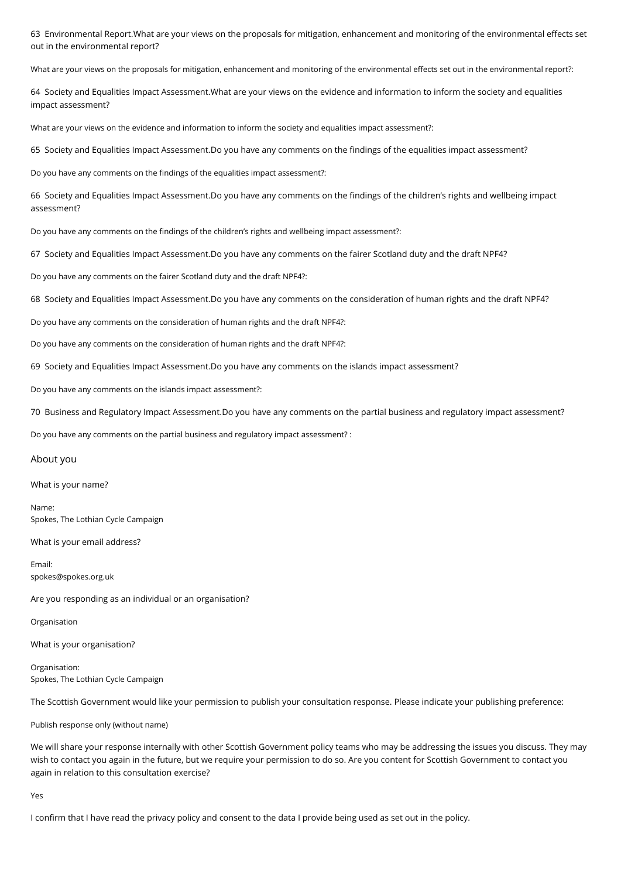63 Environmental Report.What are your views on the proposals for mitigation, enhancement and monitoring of the environmental effects set out in the environmental report?

What are your views on the proposals for mitigation, enhancement and monitoring of the environmental effects set out in the environmental report?:

64 Society and Equalities Impact Assessment.What are your views on the evidence and information to inform the society and equalities impact assessment?

What are your views on the evidence and information to inform the society and equalities impact assessment?:

65 Society and Equalities Impact Assessment.Do you have any comments on the findings of the equalities impact assessment?

Do you have any comments on the findings of the equalities impact assessment?:

66 Society and Equalities Impact Assessment.Do you have any comments on the findings of the children's rights and wellbeing impact assessment?

Do you have any comments on the findings of the children's rights and wellbeing impact assessment?:

67 Society and Equalities Impact Assessment.Do you have any comments on the fairer Scotland duty and the draft NPF4?

Do you have any comments on the fairer Scotland duty and the draft NPF4?:

68 Society and Equalities Impact Assessment.Do you have any comments on the consideration of human rights and the draft NPF4?

Do you have any comments on the consideration of human rights and the draft NPF4?:

Do you have any comments on the consideration of human rights and the draft NPF4?:

69 Society and Equalities Impact Assessment.Do you have any comments on the islands impact assessment?

Do you have any comments on the islands impact assessment?:

70 Business and Regulatory Impact Assessment.Do you have any comments on the partial business and regulatory impact assessment?

Do you have any comments on the partial business and regulatory impact assessment? :

## About you

What is your name?

Name:
Spokes, The Lothian Cycle Campaign

What is your email address?

Email:
spokes@spokes.org.uk

Are you responding as an individual or an organisation?

Organisation

What is your organisation?

Organisation:
Spokes, The Lothian Cycle Campaign

The Scottish Government would like your permission to publish your consultation response. Please indicate your publishing preference:

Publish response only (without name)

We will share your response internally with other Scottish Government policy teams who may be addressing the issues you discuss. They may wish to contact you again in the future, but we require your permission to do so. Are you content for Scottish Government to contact you again in relation to this consultation exercise?

Yes

I confirm that I have read the privacy policy and consent to the data I provide being used as set out in the policy.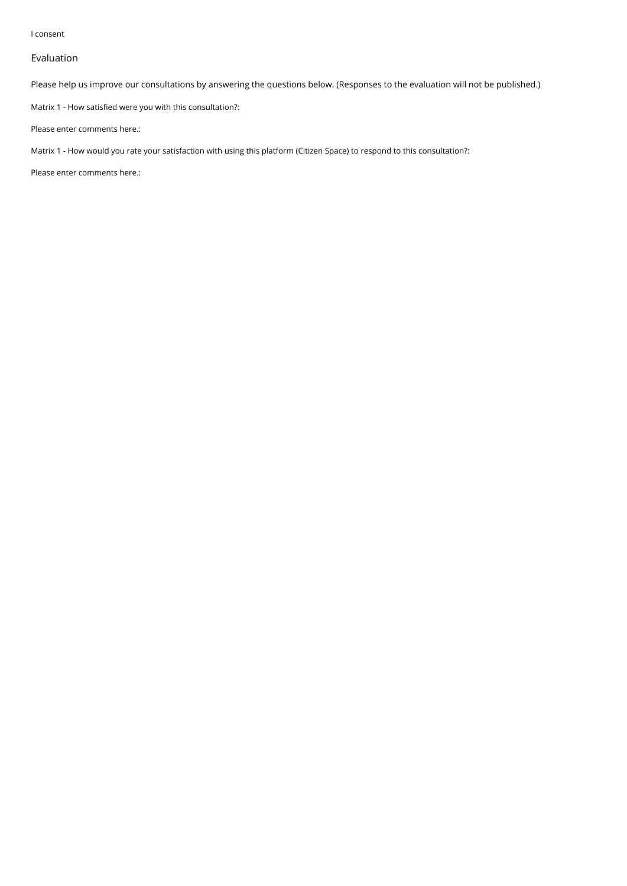I consent

## Evaluation

Please help us improve our consultations by answering the questions below. (Responses to the evaluation will not be published.)

Matrix 1 - How satisfied were you with this consultation?:

Please enter comments here.:

Matrix 1 - How would you rate your satisfaction with using this platform (Citizen Space) to respond to this consultation?:

Please enter comments here.: